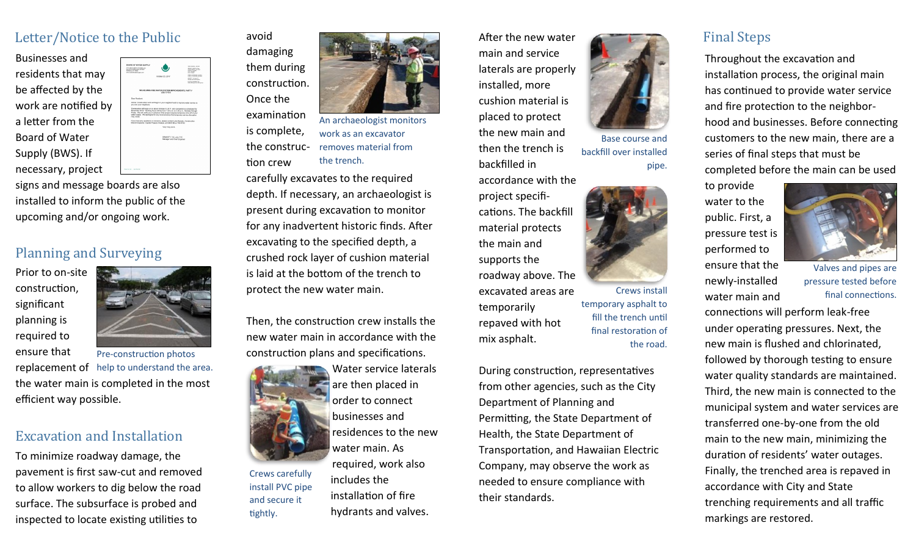## Letter/Notice to the Public

Businesses and residents that may be affected by the work are notified by a letter from the Board of Water Supply (BWS). If necessary, project signs and message boards are also installed to inform the public of the upcoming and/or ongoing work.

## Planning and Surveying

Prior to on-site construction, significant planning is required to ensure that replacement of the water main is completed in the most efficient way possible.

Pre-construction photos help to understand the area.

## Excavation and Installation

To minimize roadway damage, the pavement is first saw-cut and removed to allow workers to dig below the road surface. The subsurface is probed and inspected to locate existing utilities to avoid damaging them during construction. Once the examination is complete, the construction crew carefully excavates to the required depth. If necessary, an archaeologist is present during excavation to monitor for any inadvertent historic finds. After excavating to the specified depth, a crushed rock layer of cushion material is laid at the bottom of the trench to protect the new water main.

An archaeologist monitors work as an excavator removes material from the trench.

Then, the construction crew installs the new water main in accordance with the construction plans and specifications.

Water service laterals are then placed in order to connect businesses and residences to the new water main. As required, work also includes the installation of fire hydrants and valves.

Crews carefully install PVC pipe and secure it tightly.

After the new water main and service laterals are properly installed, more cushion material is placed to protect the new main and then the trench is backfilled in accordance with the project specifications. The backfill material protects the main and supports the roadway above. The excavated areas are temporarily repaved with hot mix asphalt.

Base course and backfill over installed pipe.

Crews install temporary asphalt to fill the trench until final restoration of the road.

During construction, representatives from other agencies, such as the City Department of Planning and Permitting, the State Department of Health, the State Department of Transportation, and Hawaiian Electric Company, may observe the work as needed to ensure compliance with their standards.

## Final Steps

Throughout the excavation and installation process, the original main has continued to provide water service and fire protection to the neighborhood and businesses. Before connecting customers to the new main, there are a series of final steps that must be completed before the main can be used to provide water to the public. First, a pressure test is performed to ensure that the newly-installed water main and connections will perform leak-free under operating pressures. Next, the new main is flushed and chlorinated, followed by thorough testing to ensure water quality standards are maintained. Third, the new main is connected to the municipal system and water services are transferred one-by-one from the old main to the new main, minimizing the duration of residents' water outages. Finally, the trenched area is repaved in accordance with City and State trenching requirements and all traffic markings are restored.

Valves and pipes are pressure tested before final connections.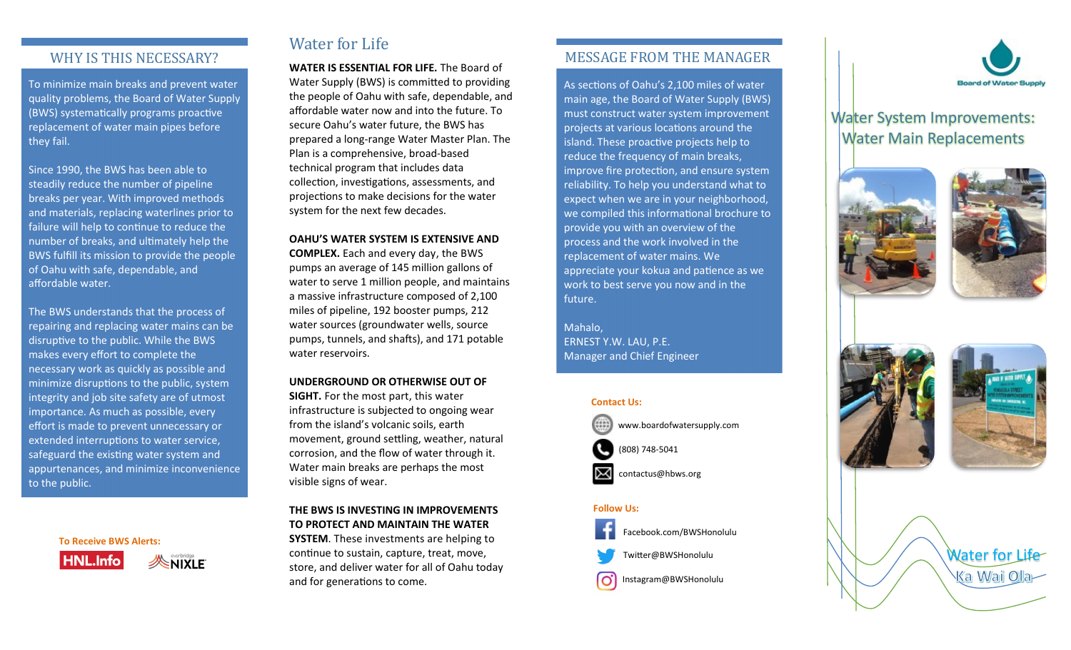## WHY IS THIS NECESSARY?

To minimize main breaks and prevent water quality problems, the Board of Water Supply (BWS) systematically programs proactive replacement of water main pipes before they fail.

Since 1990, the BWS has been able to steadily reduce the number of pipeline breaks per year. With improved methods and materials, replacing waterlines prior to failure will help to continue to reduce the number of breaks, and ultimately help the BWS fulfill its mission to provide the people of Oahu with safe, dependable, and affordable water.

The BWS understands that the process of repairing and replacing water mains can be disruptive to the public. While the BWS makes every effort to complete the necessary work as quickly as possible and minimize disruptions to the public, system integrity and job site safety are of utmost importance. As much as possible, every effort is made to prevent unnecessary or extended interruptions to water service, safeguard the existing water system and appurtenances, and minimize inconvenience to the public.

**To Receive BWS Alerts:**

HNL.Info

NIXLE

## Water for Life

**WATER IS ESSENTIAL FOR LIFE.** The Board of Water Supply (BWS) is committed to providing the people of Oahu with safe, dependable, and affordable water now and into the future. To secure Oahu's water future, the BWS has prepared a long-range Water Master Plan. The Plan is a comprehensive, broad-based technical program that includes data collection, investigations, assessments, and projections to make decisions for the water system for the next few decades.

**OAHU'S WATER SYSTEM IS EXTENSIVE AND COMPLEX.** Each and every day, the BWS pumps an average of 145 million gallons of water to serve 1 million people, and maintains a massive infrastructure composed of 2,100 miles of pipeline, 192 booster pumps, 212 water sources (groundwater wells, source pumps, tunnels, and shafts), and 171 potable water reservoirs.

**UNDERGROUND OR OTHERWISE OUT OF SIGHT.** For the most part, this water infrastructure is subjected to ongoing wear from the island's volcanic soils, earth movement, ground settling, weather, natural corrosion, and the flow of water through it. Water main breaks are perhaps the most visible signs of wear.

**THE BWS IS INVESTING IN IMPROVEMENTS TO PROTECT AND MAINTAIN THE WATER SYSTEM**. These investments are helping to continue to sustain, capture, treat, move, store, and deliver water for all of Oahu today and for generations to come.

## MESSAGE FROM THE MANAGER

As sections of Oahu's 2,100 miles of water main age, the Board of Water Supply (BWS) must construct water system improvement projects at various locations around the island. These proactive projects help to reduce the frequency of main breaks, improve fire protection, and ensure system reliability. To help you understand what to expect when we are in your neighborhood, we compiled this informational brochure to provide you with an overview of the process and the work involved in the replacement of water mains. We appreciate your kokua and patience as we work to best serve you now and in the future.

Mahalo,
ERNEST Y.W. LAU, P.E.
Manager and Chief Engineer

**Contact Us:**

www.boardofwatersupply.com

(808) 748-5041

contactus@hbws.org

**Follow Us:**

Facebook.com/BWSHonolulu

Twitter@BWSHonolulu

Instagram@BWSHonolulu

Board of Water Supply

# Water System Improvements: Water Main Replacements

Water for Life
Ka Wai Ola